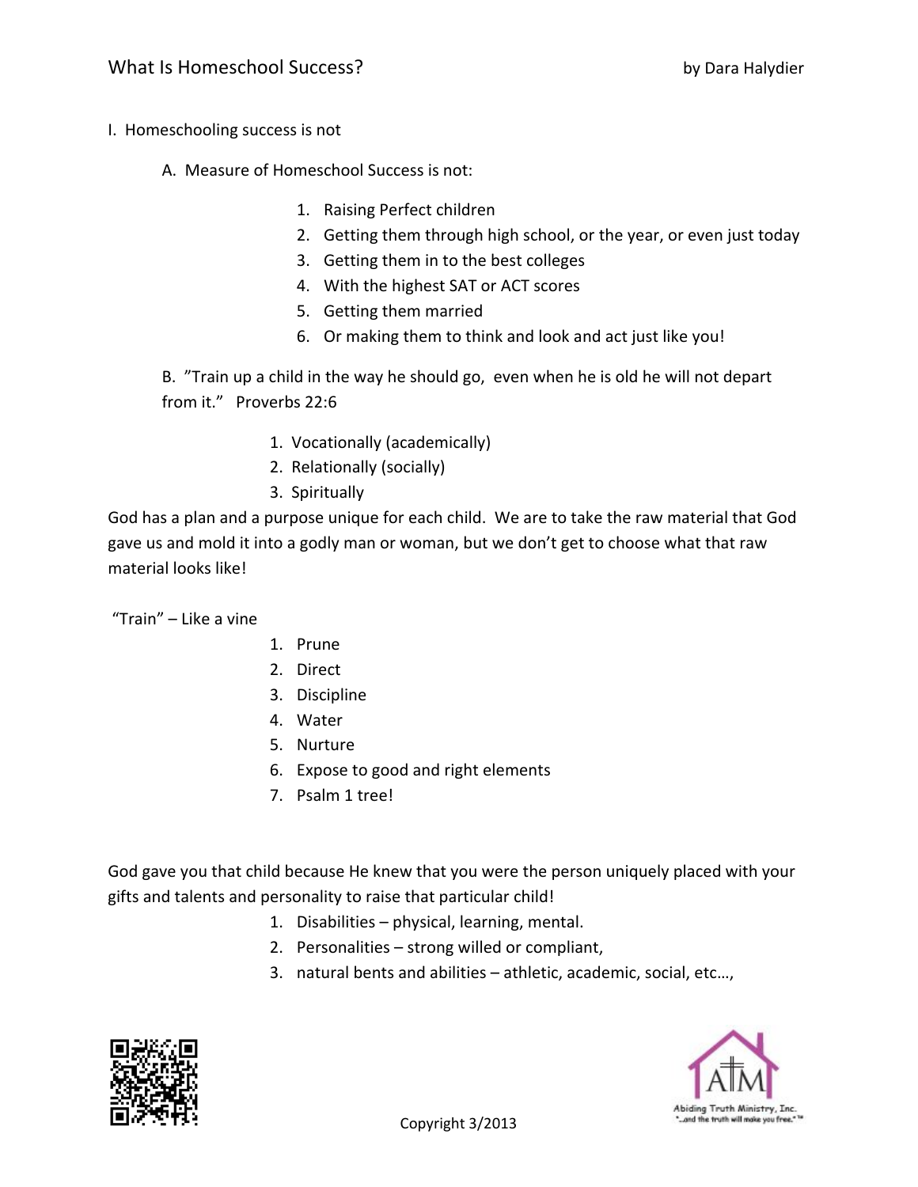# What Is Homeschool Success?

by Dara Halydier

I. Homeschooling success is not

A. Measure of Homeschool Success is not:

1. Raising Perfect children
2. Getting them through high school, or the year, or even just today
3. Getting them in to the best colleges
4. With the highest SAT or ACT scores
5. Getting them married
6. Or making them to think and look and act just like you!

B. "Train up a child in the way he should go, even when he is old he will not depart from it." Proverbs 22:6

1. Vocationally (academically)
2. Relationally (socially)
3. Spiritually

God has a plan and a purpose unique for each child. We are to take the raw material that God gave us and mold it into a godly man or woman, but we don't get to choose what that raw material looks like!

"Train" – Like a vine

1. Prune
2. Direct
3. Discipline
4. Water
5. Nurture
6. Expose to good and right elements
7. Psalm 1 tree!

God gave you that child because He knew that you were the person uniquely placed with your gifts and talents and personality to raise that particular child!

1. Disabilities – physical, learning, mental.
2. Personalities – strong willed or compliant,
3. natural bents and abilities – athletic, academic, social, etc…,

Copyright 3/2013

Abiding Truth Ministry, Inc. "…and the truth will make you free."™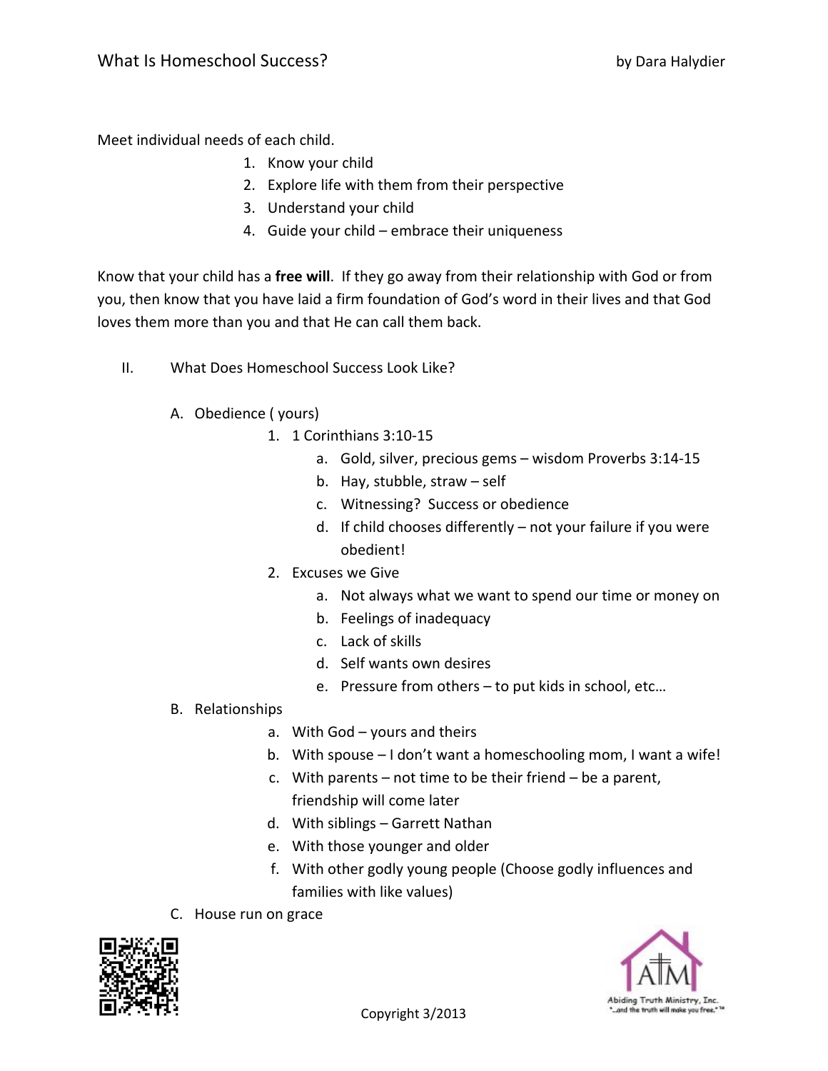Meet individual needs of each child.

1. Know your child
2. Explore life with them from their perspective
3. Understand your child
4. Guide your child – embrace their uniqueness

Know that your child has a **free will**. If they go away from their relationship with God or from you, then know that you have laid a firm foundation of God's word in their lives and that God loves them more than you and that He can call them back.

II. What Does Homeschool Success Look Like?

A. Obedience ( yours)

1. 1 Corinthians 3:10-15
   a. Gold, silver, precious gems – wisdom Proverbs 3:14-15
   b. Hay, stubble, straw – self
   c. Witnessing? Success or obedience
   d. If child chooses differently – not your failure if you were obedient!
2. Excuses we Give
   a. Not always what we want to spend our time or money on
   b. Feelings of inadequacy
   c. Lack of skills
   d. Self wants own desires
   e. Pressure from others – to put kids in school, etc…

B. Relationships

a. With God – yours and theirs
b. With spouse – I don't want a homeschooling mom, I want a wife!
c. With parents – not time to be their friend – be a parent, friendship will come later
d. With siblings – Garrett Nathan
e. With those younger and older
f. With other godly young people (Choose godly influences and families with like values)

C. House run on grace

Copyright 3/2013

Abiding Truth Ministry, Inc.
"...and the truth will make you free."™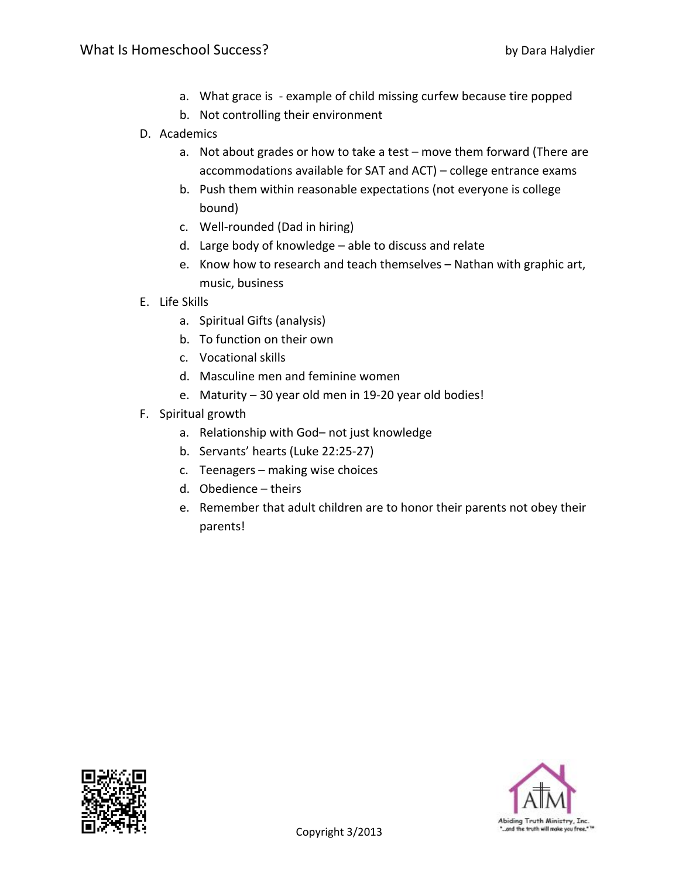a. What grace is - example of child missing curfew because tire popped
b. Not controlling their environment

D. Academics
   a. Not about grades or how to take a test – move them forward (There are accommodations available for SAT and ACT) – college entrance exams
   b. Push them within reasonable expectations (not everyone is college bound)
   c. Well-rounded (Dad in hiring)
   d. Large body of knowledge – able to discuss and relate
   e. Know how to research and teach themselves – Nathan with graphic art, music, business

E. Life Skills
   a. Spiritual Gifts (analysis)
   b. To function on their own
   c. Vocational skills
   d. Masculine men and feminine women
   e. Maturity – 30 year old men in 19-20 year old bodies!

F. Spiritual growth
   a. Relationship with God– not just knowledge
   b. Servants' hearts (Luke 22:25-27)
   c. Teenagers – making wise choices
   d. Obedience – theirs
   e. Remember that adult children are to honor their parents not obey their parents!

Copyright 3/2013

Abiding Truth Ministry, Inc.
"...and the truth will make you free."™